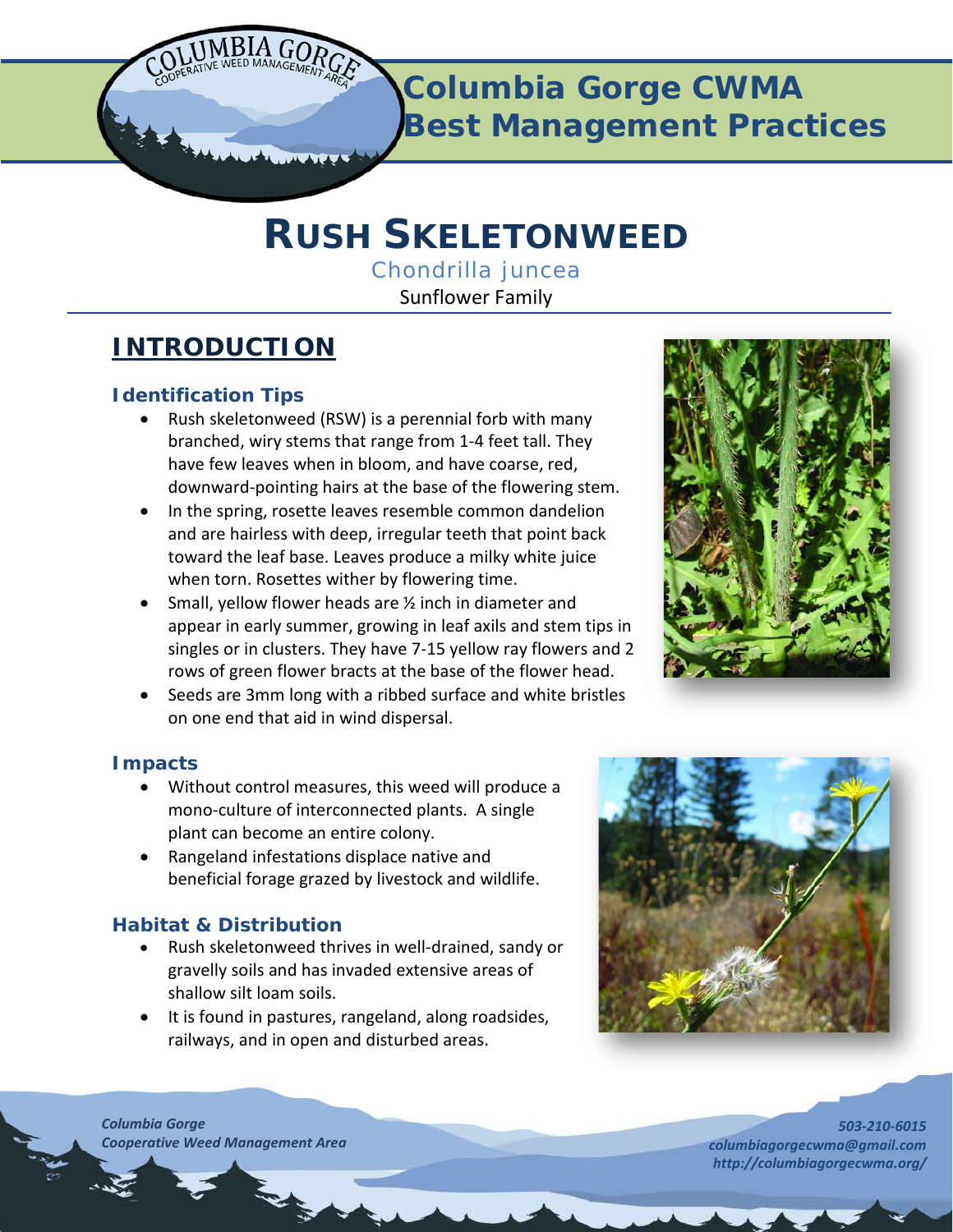# Columbia Gorge CWMA Best Management Practices

# RUSH SKELETONWEED

*Chondrilla juncea*

Sunflower Family

## INTRODUCTION

### Identification Tips

- Rush skeletonweed (RSW) is a perennial forb with many branched, wiry stems that range from 1-4 feet tall. They have few leaves when in bloom, and have coarse, red, downward-pointing hairs at the base of the flowering stem.
- In the spring, rosette leaves resemble common dandelion and are hairless with deep, irregular teeth that point back toward the leaf base. Leaves produce a milky white juice when torn. Rosettes wither by flowering time.
- Small, yellow flower heads are ½ inch in diameter and appear in early summer, growing in leaf axils and stem tips in singles or in clusters. They have 7-15 yellow ray flowers and 2 rows of green flower bracts at the base of the flower head.
- Seeds are 3mm long with a ribbed surface and white bristles on one end that aid in wind dispersal.

### Impacts

- Without control measures, this weed will produce a mono-culture of interconnected plants. A single plant can become an entire colony.
- Rangeland infestations displace native and beneficial forage grazed by livestock and wildlife.

### Habitat & Distribution

- Rush skeletonweed thrives in well-drained, sandy or gravelly soils and has invaded extensive areas of shallow silt loam soils.
- It is found in pastures, rangeland, along roadsides, railways, and in open and disturbed areas.

*Columbia Gorge Cooperative Weed Management Area*

*503-210-6015*
*columbiagorgecwma@gmail.com*
*http://columbiagorgecwma.org/*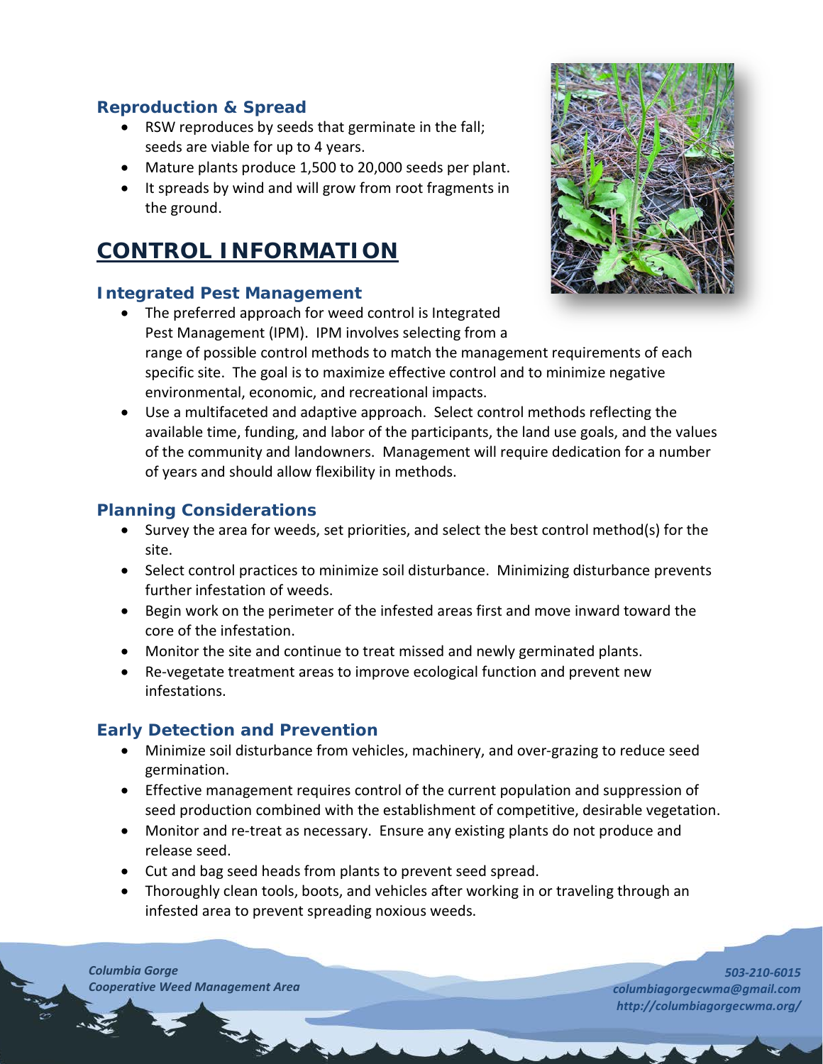### Reproduction & Spread

- RSW reproduces by seeds that germinate in the fall; seeds are viable for up to 4 years.
- Mature plants produce 1,500 to 20,000 seeds per plant.
- It spreads by wind and will grow from root fragments in the ground.

## CONTROL INFORMATION

### Integrated Pest Management

- The preferred approach for weed control is Integrated Pest Management (IPM). IPM involves selecting from a range of possible control methods to match the management requirements of each specific site. The goal is to maximize effective control and to minimize negative environmental, economic, and recreational impacts.
- Use a multifaceted and adaptive approach. Select control methods reflecting the available time, funding, and labor of the participants, the land use goals, and the values of the community and landowners. Management will require dedication for a number of years and should allow flexibility in methods.

### Planning Considerations

- Survey the area for weeds, set priorities, and select the best control method(s) for the site.
- Select control practices to minimize soil disturbance. Minimizing disturbance prevents further infestation of weeds.
- Begin work on the perimeter of the infested areas first and move inward toward the core of the infestation.
- Monitor the site and continue to treat missed and newly germinated plants.
- Re-vegetate treatment areas to improve ecological function and prevent new infestations.

### Early Detection and Prevention

- Minimize soil disturbance from vehicles, machinery, and over-grazing to reduce seed germination.
- Effective management requires control of the current population and suppression of seed production combined with the establishment of competitive, desirable vegetation.
- Monitor and re-treat as necessary. Ensure any existing plants do not produce and release seed.
- Cut and bag seed heads from plants to prevent seed spread.
- Thoroughly clean tools, boots, and vehicles after working in or traveling through an infested area to prevent spreading noxious weeds.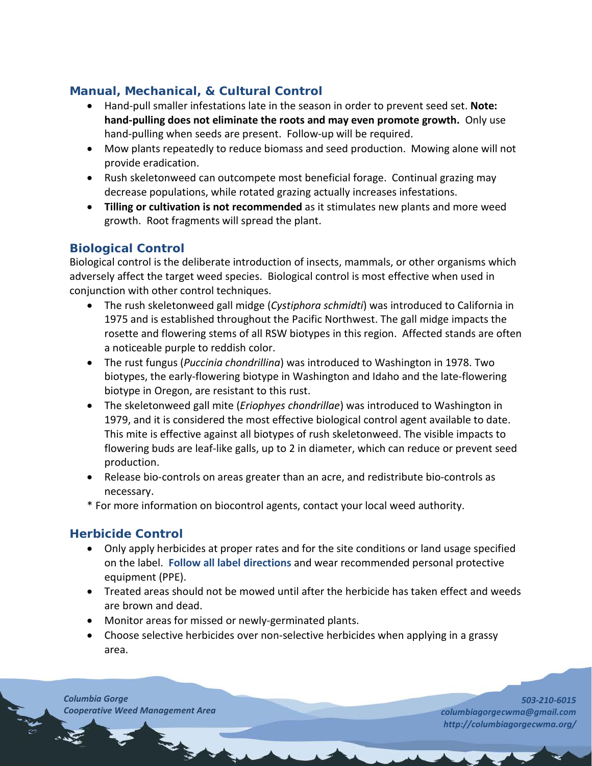## Manual, Mechanical, & Cultural Control

- Hand-pull smaller infestations late in the season in order to prevent seed set. **Note: hand-pulling does not eliminate the roots and may even promote growth.** Only use hand-pulling when seeds are present. Follow-up will be required.
- Mow plants repeatedly to reduce biomass and seed production. Mowing alone will not provide eradication.
- Rush skeletonweed can outcompete most beneficial forage. Continual grazing may decrease populations, while rotated grazing actually increases infestations.
- **Tilling or cultivation is not recommended** as it stimulates new plants and more weed growth. Root fragments will spread the plant.

## Biological Control

Biological control is the deliberate introduction of insects, mammals, or other organisms which adversely affect the target weed species. Biological control is most effective when used in conjunction with other control techniques.

- The rush skeletonweed gall midge (*Cystiphora schmidti*) was introduced to California in 1975 and is established throughout the Pacific Northwest. The gall midge impacts the rosette and flowering stems of all RSW biotypes in this region. Affected stands are often a noticeable purple to reddish color.
- The rust fungus (*Puccinia chondrillina*) was introduced to Washington in 1978. Two biotypes, the early-flowering biotype in Washington and Idaho and the late-flowering biotype in Oregon, are resistant to this rust.
- The skeletonweed gall mite (*Eriophyes chondrillae*) was introduced to Washington in 1979, and it is considered the most effective biological control agent available to date. This mite is effective against all biotypes of rush skeletonweed. The visible impacts to flowering buds are leaf-like galls, up to 2 in diameter, which can reduce or prevent seed production.
- Release bio-controls on areas greater than an acre, and redistribute bio-controls as necessary.

\* For more information on biocontrol agents, contact your local weed authority.

## Herbicide Control

- Only apply herbicides at proper rates and for the site conditions or land usage specified on the label. **Follow all label directions** and wear recommended personal protective equipment (PPE).
- Treated areas should not be mowed until after the herbicide has taken effect and weeds are brown and dead.
- Monitor areas for missed or newly-germinated plants.
- Choose selective herbicides over non-selective herbicides when applying in a grassy area.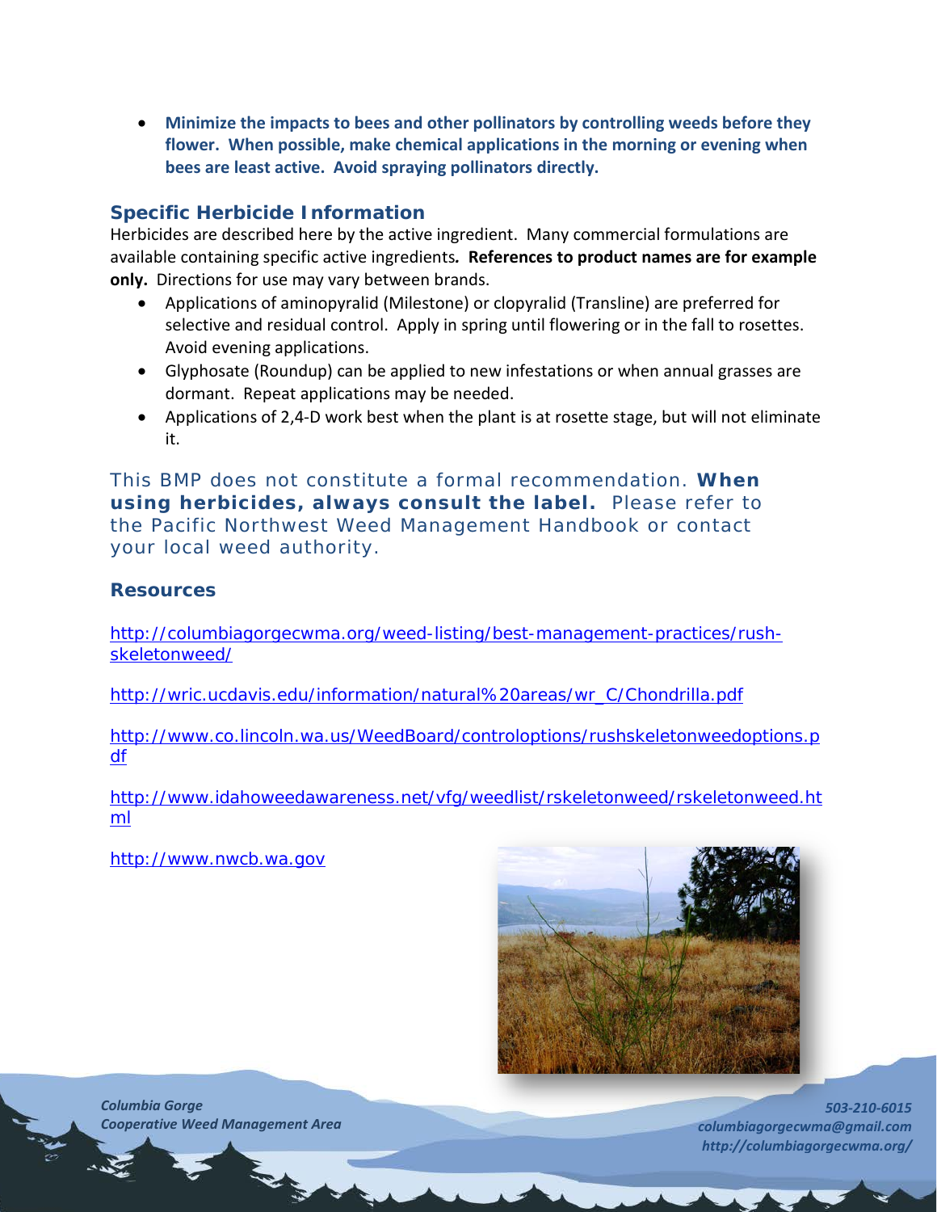- **Minimize the impacts to bees and other pollinators by controlling weeds before they flower. When possible, make chemical applications in the morning or evening when bees are least active. Avoid spraying pollinators directly.**

## Specific Herbicide Information

Herbicides are described here by the active ingredient. Many commercial formulations are available containing specific active ingredients***.*** **References to product names are for example only.** Directions for use may vary between brands.

- Applications of aminopyralid (Milestone) or clopyralid (Transline) are preferred for selective and residual control. Apply in spring until flowering or in the fall to rosettes. Avoid evening applications.
- Glyphosate (Roundup) can be applied to new infestations or when annual grasses are dormant. Repeat applications may be needed.
- Applications of 2,4-D work best when the plant is at rosette stage, but will not eliminate it.

This BMP does not constitute a formal recommendation. **When using herbicides, always consult the label.** Please refer to the Pacific Northwest Weed Management Handbook or contact your local weed authority.

## Resources

http://columbiagorgecwma.org/weed-listing/best-management-practices/rush-skeletonweed/

http://wric.ucdavis.edu/information/natural%20areas/wr_C/Chondrilla.pdf

http://www.co.lincoln.wa.us/WeedBoard/controloptions/rushskeletonweedoptions.pdf

http://www.idahoweedawareness.net/vfg/weedlist/rskeletonweed/rskeletonweed.html

http://www.nwcb.wa.gov

*Columbia Gorge Cooperative Weed Management Area*

*503-210-6015*
*columbiagorgecwma@gmail.com*
*http://columbiagorgecwma.org/*